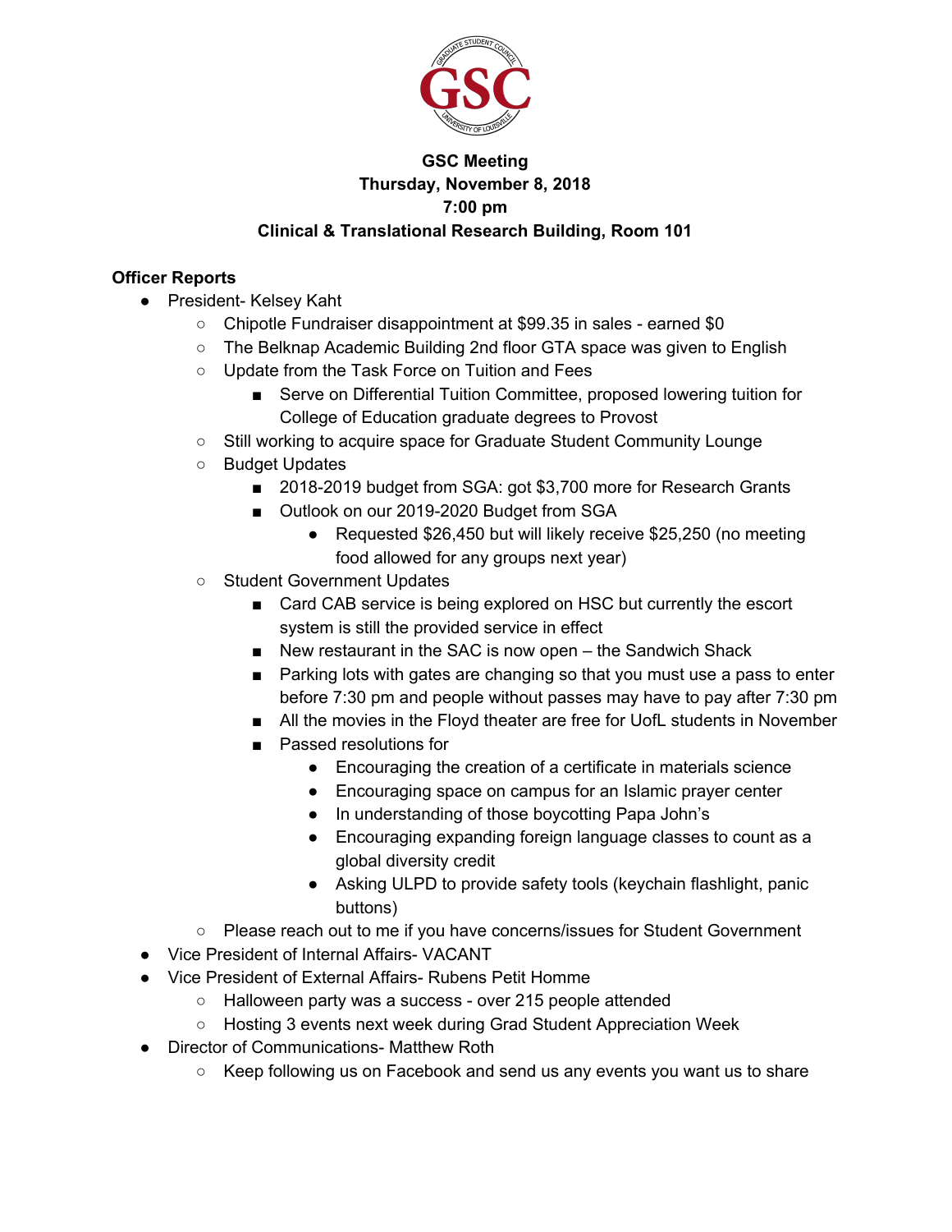**GSC Meeting**
**Thursday, November 8, 2018**
**7:00 pm**
**Clinical & Translational Research Building, Room 101**

**Officer Reports**

- President- Kelsey Kaht
  - Chipotle Fundraiser disappointment at $99.35 in sales - earned $0
  - The Belknap Academic Building 2nd floor GTA space was given to English
  - Update from the Task Force on Tuition and Fees
    - Serve on Differential Tuition Committee, proposed lowering tuition for College of Education graduate degrees to Provost
  - Still working to acquire space for Graduate Student Community Lounge
  - Budget Updates
    - 2018-2019 budget from SGA: got $3,700 more for Research Grants
    - Outlook on our 2019-2020 Budget from SGA
      - Requested $26,450 but will likely receive $25,250 (no meeting food allowed for any groups next year)
  - Student Government Updates
    - Card CAB service is being explored on HSC but currently the escort system is still the provided service in effect
    - New restaurant in the SAC is now open – the Sandwich Shack
    - Parking lots with gates are changing so that you must use a pass to enter before 7:30 pm and people without passes may have to pay after 7:30 pm
    - All the movies in the Floyd theater are free for UofL students in November
    - Passed resolutions for
      - Encouraging the creation of a certificate in materials science
      - Encouraging space on campus for an Islamic prayer center
      - In understanding of those boycotting Papa John's
      - Encouraging expanding foreign language classes to count as a global diversity credit
      - Asking ULPD to provide safety tools (keychain flashlight, panic buttons)
  - Please reach out to me if you have concerns/issues for Student Government
- Vice President of Internal Affairs- VACANT
- Vice President of External Affairs- Rubens Petit Homme
  - Halloween party was a success - over 215 people attended
  - Hosting 3 events next week during Grad Student Appreciation Week
- Director of Communications- Matthew Roth
  - Keep following us on Facebook and send us any events you want us to share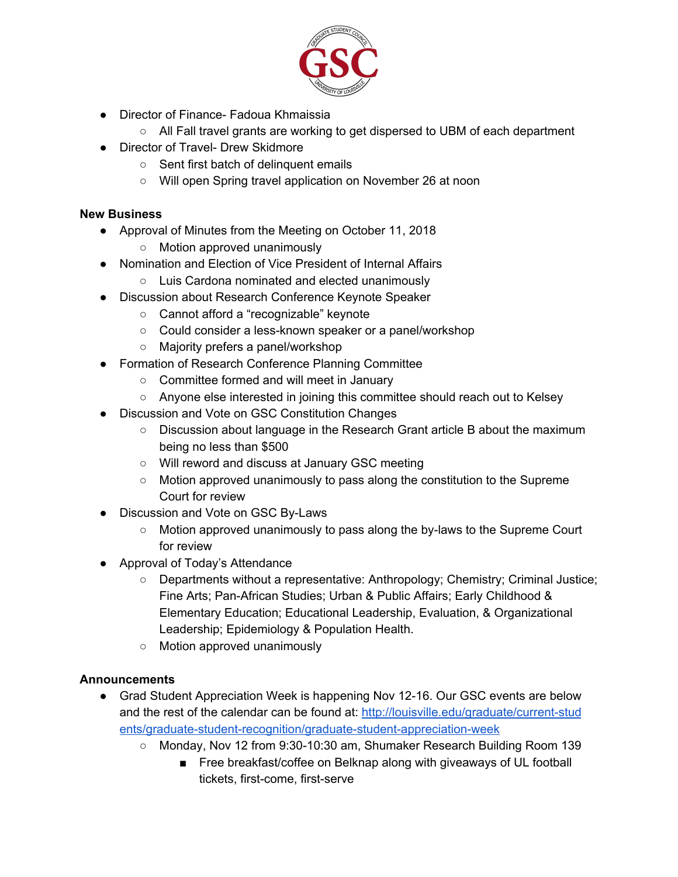- Director of Finance- Fadoua Khmaissia
    - All Fall travel grants are working to get dispersed to UBM of each department
- Director of Travel- Drew Skidmore
    - Sent first batch of delinquent emails
    - Will open Spring travel application on November 26 at noon

**New Business**

- Approval of Minutes from the Meeting on October 11, 2018
    - Motion approved unanimously
- Nomination and Election of Vice President of Internal Affairs
    - Luis Cardona nominated and elected unanimously
- Discussion about Research Conference Keynote Speaker
    - Cannot afford a "recognizable" keynote
    - Could consider a less-known speaker or a panel/workshop
    - Majority prefers a panel/workshop
- Formation of Research Conference Planning Committee
    - Committee formed and will meet in January
    - Anyone else interested in joining this committee should reach out to Kelsey
- Discussion and Vote on GSC Constitution Changes
    - Discussion about language in the Research Grant article B about the maximum being no less than $500
    - Will reword and discuss at January GSC meeting
    - Motion approved unanimously to pass along the constitution to the Supreme Court for review
- Discussion and Vote on GSC By-Laws
    - Motion approved unanimously to pass along the by-laws to the Supreme Court for review
- Approval of Today's Attendance
    - Departments without a representative: Anthropology; Chemistry; Criminal Justice; Fine Arts; Pan-African Studies; Urban & Public Affairs; Early Childhood & Elementary Education; Educational Leadership, Evaluation, & Organizational Leadership; Epidemiology & Population Health.
    - Motion approved unanimously

**Announcements**

- Grad Student Appreciation Week is happening Nov 12-16. Our GSC events are below and the rest of the calendar can be found at: [http://louisville.edu/graduate/current-students/graduate-student-recognition/graduate-student-appreciation-week](http://louisville.edu/graduate/current-students/graduate-student-recognition/graduate-student-appreciation-week)
    - Monday, Nov 12 from 9:30-10:30 am, Shumaker Research Building Room 139
        - Free breakfast/coffee on Belknap along with giveaways of UL football tickets, first-come, first-serve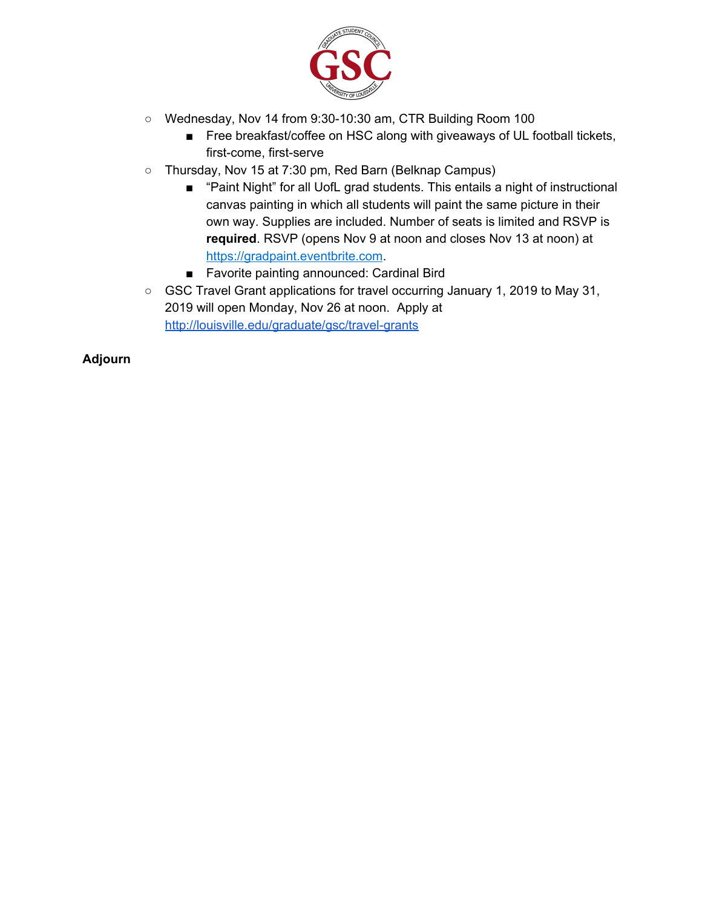- Wednesday, Nov 14 from 9:30-10:30 am, CTR Building Room 100
  - Free breakfast/coffee on HSC along with giveaways of UL football tickets, first-come, first-serve
- Thursday, Nov 15 at 7:30 pm, Red Barn (Belknap Campus)
  - "Paint Night" for all UofL grad students. This entails a night of instructional canvas painting in which all students will paint the same picture in their own way. Supplies are included. Number of seats is limited and RSVP is **required**. RSVP (opens Nov 9 at noon and closes Nov 13 at noon) at https://gradpaint.eventbrite.com.
  - Favorite painting announced: Cardinal Bird
- GSC Travel Grant applications for travel occurring January 1, 2019 to May 31, 2019 will open Monday, Nov 26 at noon. Apply at http://louisville.edu/graduate/gsc/travel-grants

**Adjourn**